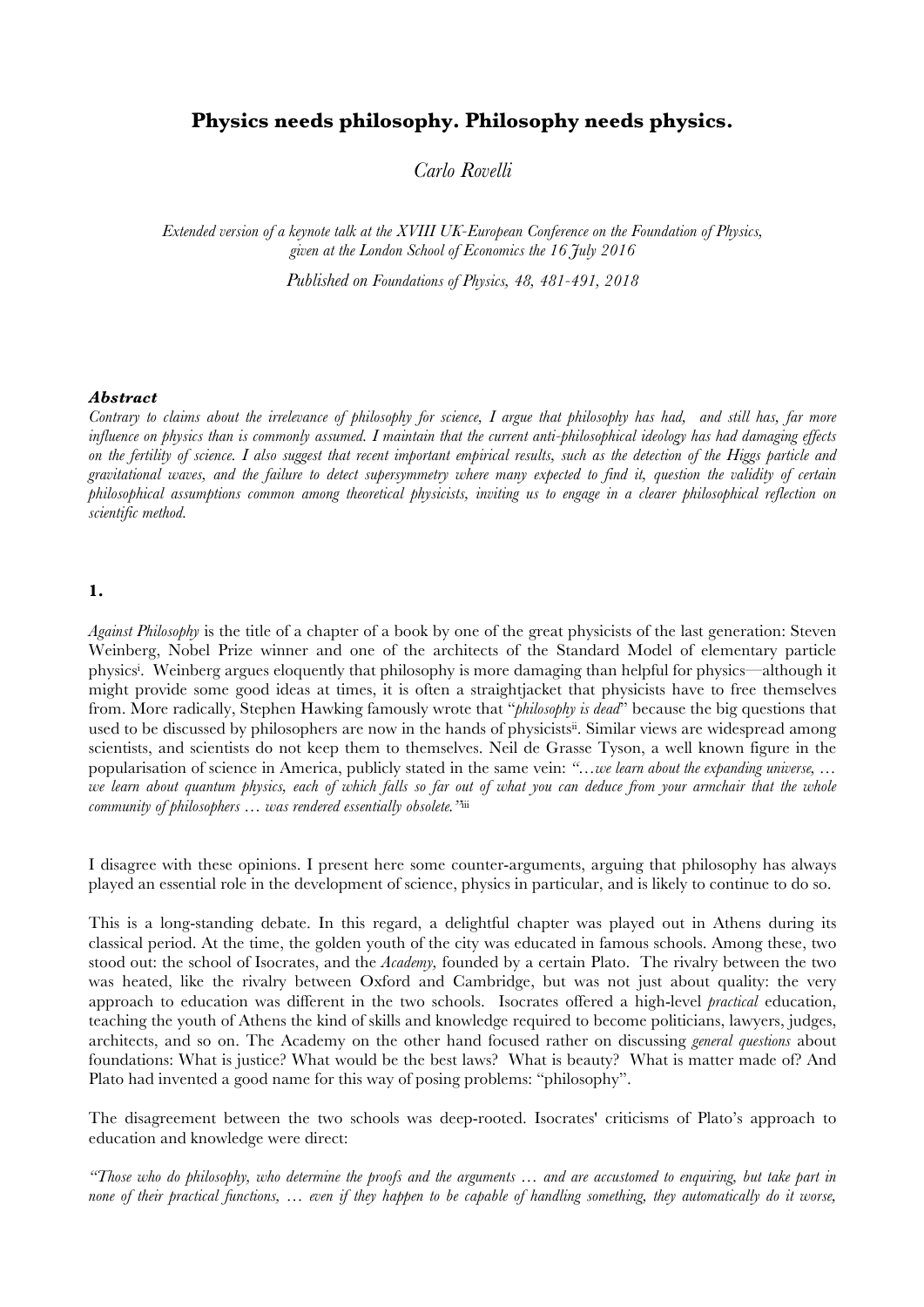# Physics needs philosophy. Philosophy needs physics.

*Carlo Rovelli*

*Extended version of a keynote talk at the XVIII UK-European Conference on the Foundation of Physics, given at the London School of Economics the 16 July 2016*

*Published on Foundations of Physics, 48, 481-491, 2018*

### *Abstract*

*Contrary to claims about the irrelevance of philosophy for science, I argue that philosophy has had, and still has, far more influence on physics than is commonly assumed. I maintain that the current anti-philosophical ideology has had damaging effects on the fertility of science. I also suggest that recent important empirical results, such as the detection of the Higgs particle and gravitational waves, and the failure to detect supersymmetry where many expected to find it, question the validity of certain philosophical assumptions common among theoretical physicists, inviting us to engage in a clearer philosophical reflection on scientific method.*

## 1.

*Against Philosophy* is the title of a chapter of a book by one of the great physicists of the last generation: Steven Weinberg, Nobel Prize winner and one of the architects of the Standard Model of elementary particle physics[i]. Weinberg argues eloquently that philosophy is more damaging than helpful for physics—although it might provide some good ideas at times, it is often a straightjacket that physicists have to free themselves from. More radically, Stephen Hawking famously wrote that "*philosophy is dead*" because the big questions that used to be discussed by philosophers are now in the hands of physicists[ii]. Similar views are widespread among scientists, and scientists do not keep them to themselves. Neil de Grasse Tyson, a well known figure in the popularisation of science in America, publicly stated in the same vein: *"…we learn about the expanding universe, … we learn about quantum physics, each of which falls so far out of what you can deduce from your armchair that the whole community of philosophers … was rendered essentially obsolete."*[iii]

I disagree with these opinions. I present here some counter-arguments, arguing that philosophy has always played an essential role in the development of science, physics in particular, and is likely to continue to do so.

This is a long-standing debate. In this regard, a delightful chapter was played out in Athens during its classical period. At the time, the golden youth of the city was educated in famous schools. Among these, two stood out: the school of Isocrates, and the *Academy*, founded by a certain Plato. The rivalry between the two was heated, like the rivalry between Oxford and Cambridge, but was not just about quality: the very approach to education was different in the two schools. Isocrates offered a high-level *practical* education, teaching the youth of Athens the kind of skills and knowledge required to become politicians, lawyers, judges, architects, and so on. The Academy on the other hand focused rather on discussing *general questions* about foundations: What is justice? What would be the best laws? What is beauty? What is matter made of? And Plato had invented a good name for this way of posing problems: "philosophy".

The disagreement between the two schools was deep-rooted. Isocrates' criticisms of Plato's approach to education and knowledge were direct:

*"Those who do philosophy, who determine the proofs and the arguments … and are accustomed to enquiring, but take part in none of their practical functions, … even if they happen to be capable of handling something, they automatically do it worse,*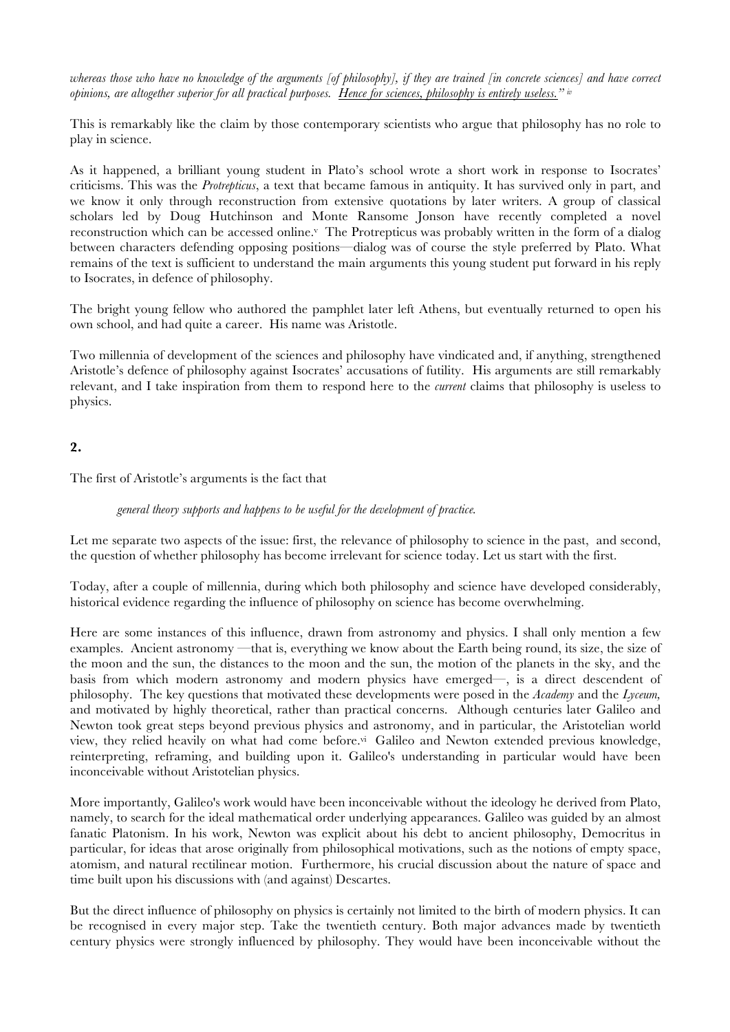*whereas those who have no knowledge of the arguments [of philosophy], if they are trained [in concrete sciences] and have correct opinions, are altogether superior for all practical purposes. Hence for sciences, philosophy is entirely useless."* [iv]

This is remarkably like the claim by those contemporary scientists who argue that philosophy has no role to play in science.

As it happened, a brilliant young student in Plato's school wrote a short work in response to Isocrates' criticisms. This was the *Protrepticus*, a text that became famous in antiquity. It has survived only in part, and we know it only through reconstruction from extensive quotations by later writers. A group of classical scholars led by Doug Hutchinson and Monte Ransome Jonson have recently completed a novel reconstruction which can be accessed online.[v] The Protrepticus was probably written in the form of a dialog between characters defending opposing positions—dialog was of course the style preferred by Plato. What remains of the text is sufficient to understand the main arguments this young student put forward in his reply to Isocrates, in defence of philosophy.

The bright young fellow who authored the pamphlet later left Athens, but eventually returned to open his own school, and had quite a career. His name was Aristotle.

Two millennia of development of the sciences and philosophy have vindicated and, if anything, strengthened Aristotle's defence of philosophy against Isocrates' accusations of futility. His arguments are still remarkably relevant, and I take inspiration from them to respond here to the *current* claims that philosophy is useless to physics.

## 2.

The first of Aristotle's arguments is the fact that

> *general theory supports and happens to be useful for the development of practice.*

Let me separate two aspects of the issue: first, the relevance of philosophy to science in the past, and second, the question of whether philosophy has become irrelevant for science today. Let us start with the first.

Today, after a couple of millennia, during which both philosophy and science have developed considerably, historical evidence regarding the influence of philosophy on science has become overwhelming.

Here are some instances of this influence, drawn from astronomy and physics. I shall only mention a few examples. Ancient astronomy —that is, everything we know about the Earth being round, its size, the size of the moon and the sun, the distances to the moon and the sun, the motion of the planets in the sky, and the basis from which modern astronomy and modern physics have emerged—, is a direct descendent of philosophy. The key questions that motivated these developments were posed in the *Academy* and the *Lyceum,* and motivated by highly theoretical, rather than practical concerns. Although centuries later Galileo and Newton took great steps beyond previous physics and astronomy, and in particular, the Aristotelian world view, they relied heavily on what had come before.[vi] Galileo and Newton extended previous knowledge, reinterpreting, reframing, and building upon it. Galileo's understanding in particular would have been inconceivable without Aristotelian physics.

More importantly, Galileo's work would have been inconceivable without the ideology he derived from Plato, namely, to search for the ideal mathematical order underlying appearances. Galileo was guided by an almost fanatic Platonism. In his work, Newton was explicit about his debt to ancient philosophy, Democritus in particular, for ideas that arose originally from philosophical motivations, such as the notions of empty space, atomism, and natural rectilinear motion. Furthermore, his crucial discussion about the nature of space and time built upon his discussions with (and against) Descartes.

But the direct influence of philosophy on physics is certainly not limited to the birth of modern physics. It can be recognised in every major step. Take the twentieth century. Both major advances made by twentieth century physics were strongly influenced by philosophy. They would have been inconceivable without the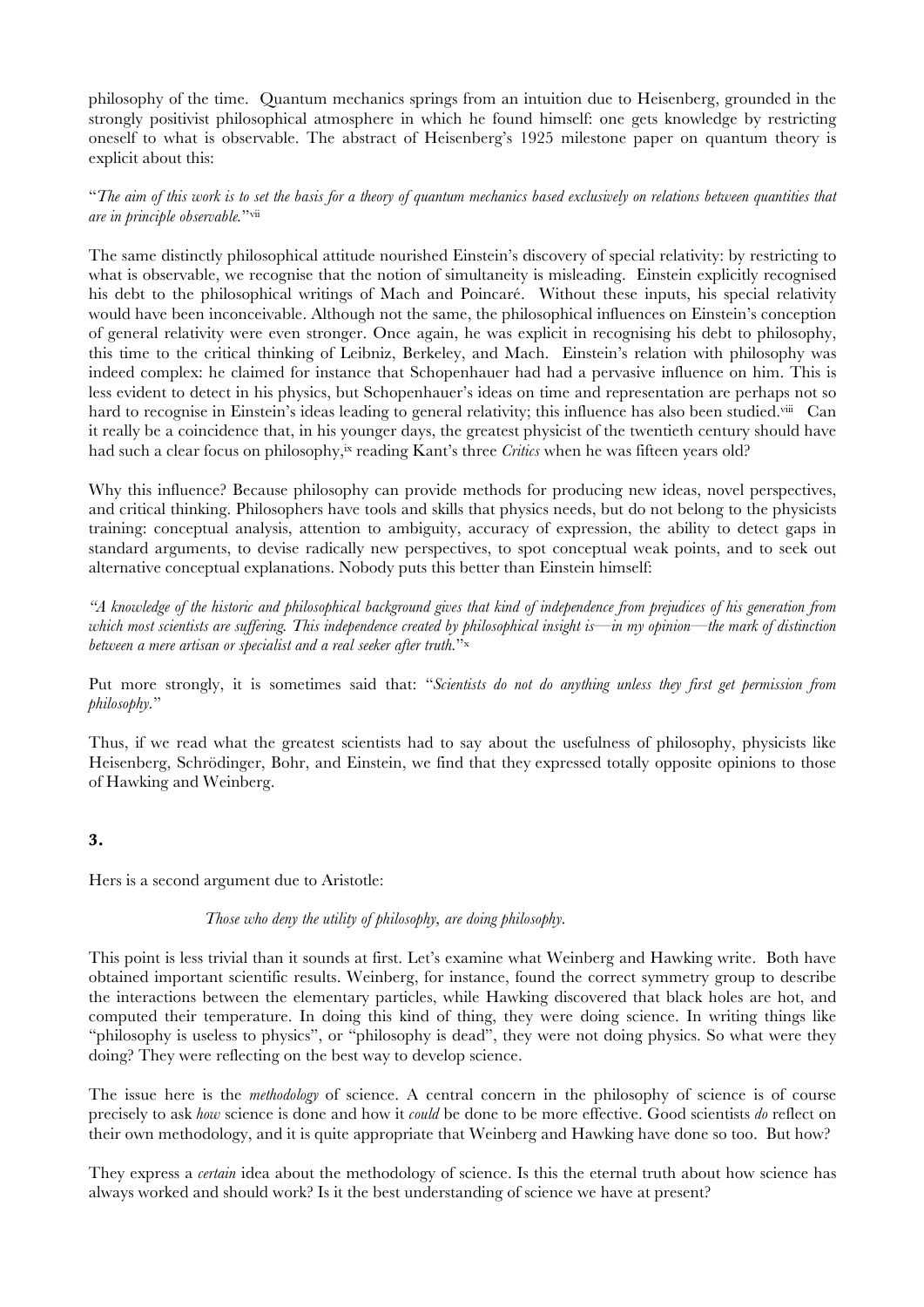philosophy of the time. Quantum mechanics springs from an intuition due to Heisenberg, grounded in the strongly positivist philosophical atmosphere in which he found himself: one gets knowledge by restricting oneself to what is observable. The abstract of Heisenberg's 1925 milestone paper on quantum theory is explicit about this:

"*The aim of this work is to set the basis for a theory of quantum mechanics based exclusively on relations between quantities that are in principle observable.*"[vii]

The same distinctly philosophical attitude nourished Einstein's discovery of special relativity: by restricting to what is observable, we recognise that the notion of simultaneity is misleading. Einstein explicitly recognised his debt to the philosophical writings of Mach and Poincaré. Without these inputs, his special relativity would have been inconceivable. Although not the same, the philosophical influences on Einstein's conception of general relativity were even stronger. Once again, he was explicit in recognising his debt to philosophy, this time to the critical thinking of Leibniz, Berkeley, and Mach. Einstein's relation with philosophy was indeed complex: he claimed for instance that Schopenhauer had had a pervasive influence on him. This is less evident to detect in his physics, but Schopenhauer's ideas on time and representation are perhaps not so hard to recognise in Einstein's ideas leading to general relativity; this influence has also been studied.[viii] Can it really be a coincidence that, in his younger days, the greatest physicist of the twentieth century should have had such a clear focus on philosophy,[ix] reading Kant's three *Critics* when he was fifteen years old?

Why this influence? Because philosophy can provide methods for producing new ideas, novel perspectives, and critical thinking. Philosophers have tools and skills that physics needs, but do not belong to the physicists training: conceptual analysis, attention to ambiguity, accuracy of expression, the ability to detect gaps in standard arguments, to devise radically new perspectives, to spot conceptual weak points, and to seek out alternative conceptual explanations. Nobody puts this better than Einstein himself:

*"A knowledge of the historic and philosophical background gives that kind of independence from prejudices of his generation from which most scientists are suffering. This independence created by philosophical insight is—in my opinion—the mark of distinction between a mere artisan or specialist and a real seeker after truth.*"[x]

Put more strongly, it is sometimes said that: "*Scientists do not do anything unless they first get permission from philosophy.*"

Thus, if we read what the greatest scientists had to say about the usefulness of philosophy, physicists like Heisenberg, Schrödinger, Bohr, and Einstein, we find that they expressed totally opposite opinions to those of Hawking and Weinberg.

## 3.

Hers is a second argument due to Aristotle:

*Those who deny the utility of philosophy, are doing philosophy.*

This point is less trivial than it sounds at first. Let's examine what Weinberg and Hawking write. Both have obtained important scientific results. Weinberg, for instance, found the correct symmetry group to describe the interactions between the elementary particles, while Hawking discovered that black holes are hot, and computed their temperature. In doing this kind of thing, they were doing science. In writing things like "philosophy is useless to physics", or "philosophy is dead", they were not doing physics. So what were they doing? They were reflecting on the best way to develop science.

The issue here is the *methodology* of science. A central concern in the philosophy of science is of course precisely to ask *how* science is done and how it *could* be done to be more effective. Good scientists *do* reflect on their own methodology, and it is quite appropriate that Weinberg and Hawking have done so too. But how?

They express a *certain* idea about the methodology of science. Is this the eternal truth about how science has always worked and should work? Is it the best understanding of science we have at present?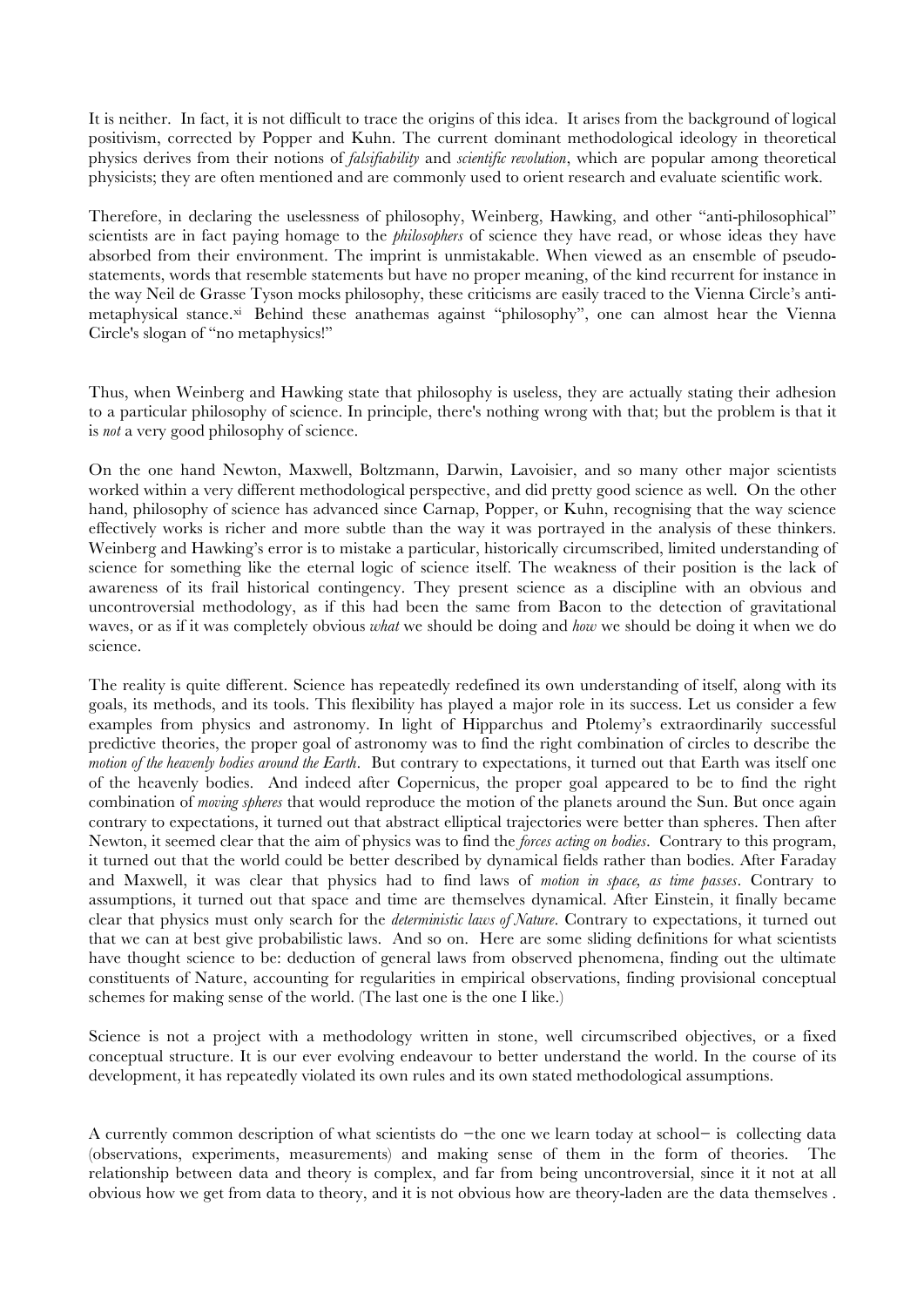It is neither. In fact, it is not difficult to trace the origins of this idea. It arises from the background of logical positivism, corrected by Popper and Kuhn. The current dominant methodological ideology in theoretical physics derives from their notions of *falsifiability* and *scientific revolution*, which are popular among theoretical physicists; they are often mentioned and are commonly used to orient research and evaluate scientific work.

Therefore, in declaring the uselessness of philosophy, Weinberg, Hawking, and other "anti-philosophical" scientists are in fact paying homage to the *philosophers* of science they have read, or whose ideas they have absorbed from their environment. The imprint is unmistakable. When viewed as an ensemble of pseudo-statements, words that resemble statements but have no proper meaning, of the kind recurrent for instance in the way Neil de Grasse Tyson mocks philosophy, these criticisms are easily traced to the Vienna Circle's anti-metaphysical stance.[xi] Behind these anathemas against "philosophy", one can almost hear the Vienna Circle's slogan of "no metaphysics!"

Thus, when Weinberg and Hawking state that philosophy is useless, they are actually stating their adhesion to a particular philosophy of science. In principle, there's nothing wrong with that; but the problem is that it is *not* a very good philosophy of science.

On the one hand Newton, Maxwell, Boltzmann, Darwin, Lavoisier, and so many other major scientists worked within a very different methodological perspective, and did pretty good science as well. On the other hand, philosophy of science has advanced since Carnap, Popper, or Kuhn, recognising that the way science effectively works is richer and more subtle than the way it was portrayed in the analysis of these thinkers. Weinberg and Hawking's error is to mistake a particular, historically circumscribed, limited understanding of science for something like the eternal logic of science itself. The weakness of their position is the lack of awareness of its frail historical contingency. They present science as a discipline with an obvious and uncontroversial methodology, as if this had been the same from Bacon to the detection of gravitational waves, or as if it was completely obvious *what* we should be doing and *how* we should be doing it when we do science.

The reality is quite different. Science has repeatedly redefined its own understanding of itself, along with its goals, its methods, and its tools. This flexibility has played a major role in its success. Let us consider a few examples from physics and astronomy. In light of Hipparchus and Ptolemy's extraordinarily successful predictive theories, the proper goal of astronomy was to find the right combination of circles to describe the *motion of the heavenly bodies around the Earth*. But contrary to expectations, it turned out that Earth was itself one of the heavenly bodies. And indeed after Copernicus, the proper goal appeared to be to find the right combination of *moving spheres* that would reproduce the motion of the planets around the Sun. But once again contrary to expectations, it turned out that abstract elliptical trajectories were better than spheres. Then after Newton, it seemed clear that the aim of physics was to find the *forces acting on bodies*. Contrary to this program, it turned out that the world could be better described by dynamical fields rather than bodies. After Faraday and Maxwell, it was clear that physics had to find laws of *motion in space, as time passes*. Contrary to assumptions, it turned out that space and time are themselves dynamical. After Einstein, it finally became clear that physics must only search for the *deterministic laws of Nature*. Contrary to expectations, it turned out that we can at best give probabilistic laws. And so on. Here are some sliding definitions for what scientists have thought science to be: deduction of general laws from observed phenomena, finding out the ultimate constituents of Nature, accounting for regularities in empirical observations, finding provisional conceptual schemes for making sense of the world. (The last one is the one I like.)

Science is not a project with a methodology written in stone, well circumscribed objectives, or a fixed conceptual structure. It is our ever evolving endeavour to better understand the world. In the course of its development, it has repeatedly violated its own rules and its own stated methodological assumptions.

A currently common description of what scientists do −the one we learn today at school− is collecting data (observations, experiments, measurements) and making sense of them in the form of theories. The relationship between data and theory is complex, and far from being uncontroversial, since it it not at all obvious how we get from data to theory, and it is not obvious how are theory-laden are the data themselves .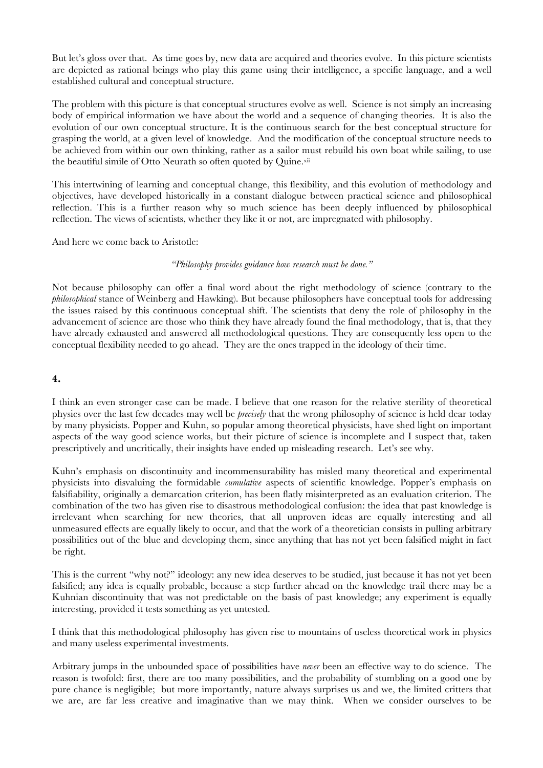But let's gloss over that. As time goes by, new data are acquired and theories evolve. In this picture scientists are depicted as rational beings who play this game using their intelligence, a specific language, and a well established cultural and conceptual structure.

The problem with this picture is that conceptual structures evolve as well. Science is not simply an increasing body of empirical information we have about the world and a sequence of changing theories. It is also the evolution of our own conceptual structure. It is the continuous search for the best conceptual structure for grasping the world, at a given level of knowledge. And the modification of the conceptual structure needs to be achieved from within our own thinking, rather as a sailor must rebuild his own boat while sailing, to use the beautiful simile of Otto Neurath so often quoted by Quine.[xii]

This intertwining of learning and conceptual change, this flexibility, and this evolution of methodology and objectives, have developed historically in a constant dialogue between practical science and philosophical reflection. This is a further reason why so much science has been deeply influenced by philosophical reflection. The views of scientists, whether they like it or not, are impregnated with philosophy.

And here we come back to Aristotle:

*"Philosophy provides guidance how research must be done."*

Not because philosophy can offer a final word about the right methodology of science (contrary to the *philosophical* stance of Weinberg and Hawking). But because philosophers have conceptual tools for addressing the issues raised by this continuous conceptual shift. The scientists that deny the role of philosophy in the advancement of science are those who think they have already found the final methodology, that is, that they have already exhausted and answered all methodological questions. They are consequently less open to the conceptual flexibility needed to go ahead. They are the ones trapped in the ideology of their time.

## 4.

I think an even stronger case can be made. I believe that one reason for the relative sterility of theoretical physics over the last few decades may well be *precisely* that the wrong philosophy of science is held dear today by many physicists. Popper and Kuhn, so popular among theoretical physicists, have shed light on important aspects of the way good science works, but their picture of science is incomplete and I suspect that, taken prescriptively and uncritically, their insights have ended up misleading research. Let's see why.

Kuhn's emphasis on discontinuity and incommensurability has misled many theoretical and experimental physicists into disvaluing the formidable *cumulative* aspects of scientific knowledge. Popper's emphasis on falsifiability, originally a demarcation criterion, has been flatly misinterpreted as an evaluation criterion. The combination of the two has given rise to disastrous methodological confusion: the idea that past knowledge is irrelevant when searching for new theories, that all unproven ideas are equally interesting and all unmeasured effects are equally likely to occur, and that the work of a theoretician consists in pulling arbitrary possibilities out of the blue and developing them, since anything that has not yet been falsified might in fact be right.

This is the current "why not?" ideology: any new idea deserves to be studied, just because it has not yet been falsified; any idea is equally probable, because a step further ahead on the knowledge trail there may be a Kuhnian discontinuity that was not predictable on the basis of past knowledge; any experiment is equally interesting, provided it tests something as yet untested.

I think that this methodological philosophy has given rise to mountains of useless theoretical work in physics and many useless experimental investments.

Arbitrary jumps in the unbounded space of possibilities have *never* been an effective way to do science. The reason is twofold: first, there are too many possibilities, and the probability of stumbling on a good one by pure chance is negligible; but more importantly, nature always surprises us and we, the limited critters that we are, are far less creative and imaginative than we may think. When we consider ourselves to be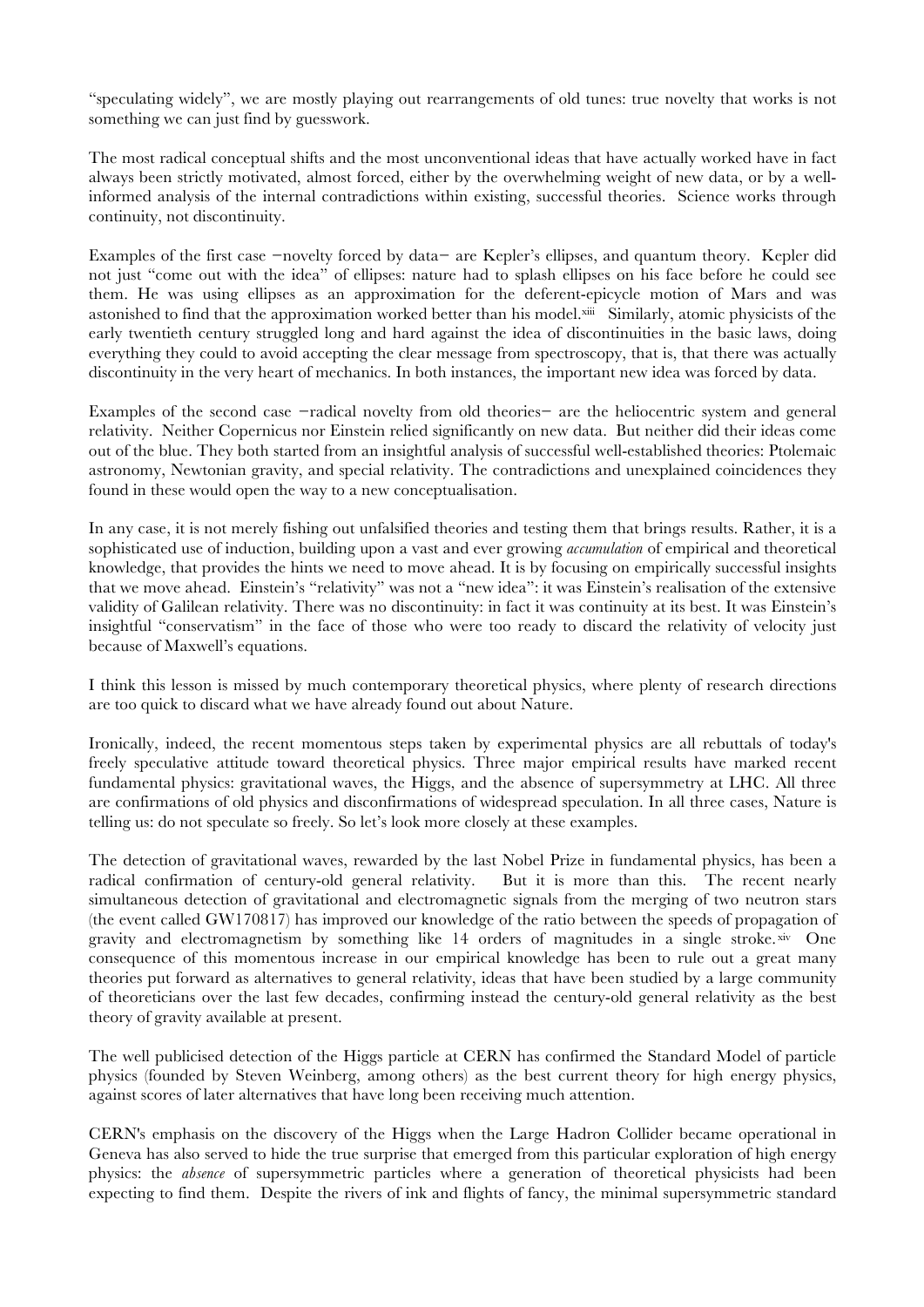"speculating widely", we are mostly playing out rearrangements of old tunes: true novelty that works is not something we can just find by guesswork.

The most radical conceptual shifts and the most unconventional ideas that have actually worked have in fact always been strictly motivated, almost forced, either by the overwhelming weight of new data, or by a well-informed analysis of the internal contradictions within existing, successful theories. Science works through continuity, not discontinuity.

Examples of the first case −novelty forced by data− are Kepler's ellipses, and quantum theory. Kepler did not just "come out with the idea" of ellipses: nature had to splash ellipses on his face before he could see them. He was using ellipses as an approximation for the deferent-epicycle motion of Mars and was astonished to find that the approximation worked better than his model.[xiii] Similarly, atomic physicists of the early twentieth century struggled long and hard against the idea of discontinuities in the basic laws, doing everything they could to avoid accepting the clear message from spectroscopy, that is, that there was actually discontinuity in the very heart of mechanics. In both instances, the important new idea was forced by data.

Examples of the second case −radical novelty from old theories− are the heliocentric system and general relativity. Neither Copernicus nor Einstein relied significantly on new data. But neither did their ideas come out of the blue. They both started from an insightful analysis of successful well-established theories: Ptolemaic astronomy, Newtonian gravity, and special relativity. The contradictions and unexplained coincidences they found in these would open the way to a new conceptualisation.

In any case, it is not merely fishing out unfalsified theories and testing them that brings results. Rather, it is a sophisticated use of induction, building upon a vast and ever growing *accumulation* of empirical and theoretical knowledge, that provides the hints we need to move ahead. It is by focusing on empirically successful insights that we move ahead. Einstein's "relativity" was not a "new idea": it was Einstein's realisation of the extensive validity of Galilean relativity. There was no discontinuity: in fact it was continuity at its best. It was Einstein's insightful "conservatism" in the face of those who were too ready to discard the relativity of velocity just because of Maxwell's equations.

I think this lesson is missed by much contemporary theoretical physics, where plenty of research directions are too quick to discard what we have already found out about Nature.

Ironically, indeed, the recent momentous steps taken by experimental physics are all rebuttals of today's freely speculative attitude toward theoretical physics. Three major empirical results have marked recent fundamental physics: gravitational waves, the Higgs, and the absence of supersymmetry at LHC. All three are confirmations of old physics and disconfirmations of widespread speculation. In all three cases, Nature is telling us: do not speculate so freely. So let's look more closely at these examples.

The detection of gravitational waves, rewarded by the last Nobel Prize in fundamental physics, has been a radical confirmation of century-old general relativity. But it is more than this. The recent nearly simultaneous detection of gravitational and electromagnetic signals from the merging of two neutron stars (the event called GW170817) has improved our knowledge of the ratio between the speeds of propagation of gravity and electromagnetism by something like 14 orders of magnitudes in a single stroke.[xiv] One consequence of this momentous increase in our empirical knowledge has been to rule out a great many theories put forward as alternatives to general relativity, ideas that have been studied by a large community of theoreticians over the last few decades, confirming instead the century-old general relativity as the best theory of gravity available at present.

The well publicised detection of the Higgs particle at CERN has confirmed the Standard Model of particle physics (founded by Steven Weinberg, among others) as the best current theory for high energy physics, against scores of later alternatives that have long been receiving much attention.

CERN's emphasis on the discovery of the Higgs when the Large Hadron Collider became operational in Geneva has also served to hide the true surprise that emerged from this particular exploration of high energy physics: the *absence* of supersymmetric particles where a generation of theoretical physicists had been expecting to find them. Despite the rivers of ink and flights of fancy, the minimal supersymmetric standard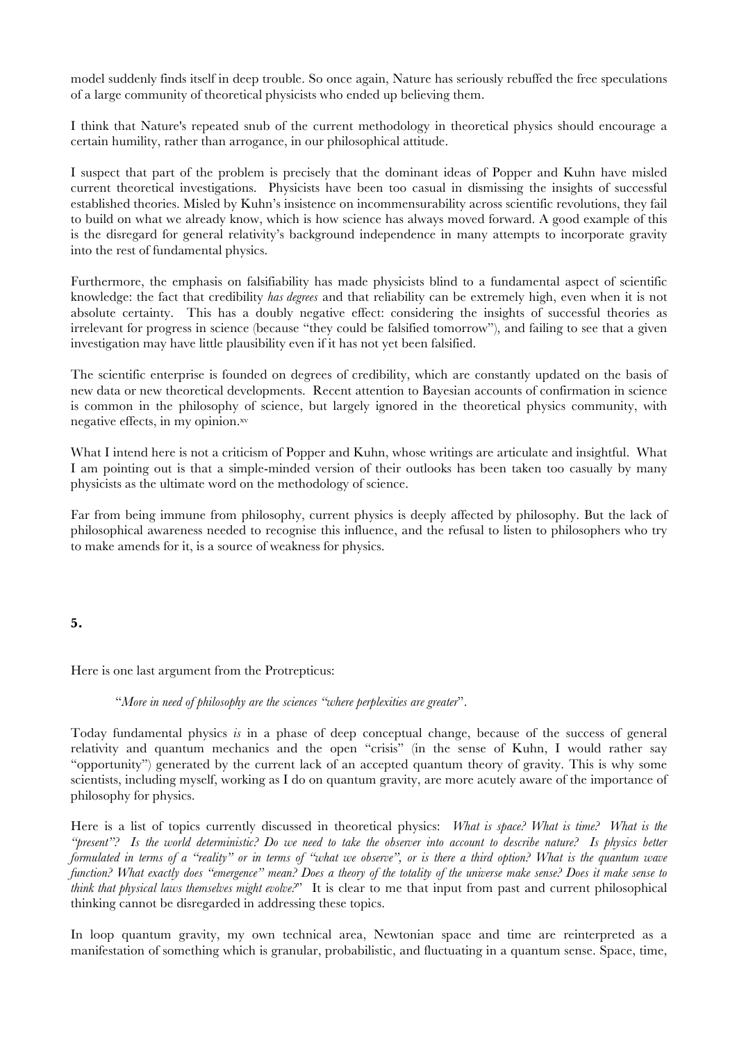model suddenly finds itself in deep trouble. So once again, Nature has seriously rebuffed the free speculations of a large community of theoretical physicists who ended up believing them.

I think that Nature's repeated snub of the current methodology in theoretical physics should encourage a certain humility, rather than arrogance, in our philosophical attitude.

I suspect that part of the problem is precisely that the dominant ideas of Popper and Kuhn have misled current theoretical investigations. Physicists have been too casual in dismissing the insights of successful established theories. Misled by Kuhn's insistence on incommensurability across scientific revolutions, they fail to build on what we already know, which is how science has always moved forward. A good example of this is the disregard for general relativity's background independence in many attempts to incorporate gravity into the rest of fundamental physics.

Furthermore, the emphasis on falsifiability has made physicists blind to a fundamental aspect of scientific knowledge: the fact that credibility *has degrees* and that reliability can be extremely high, even when it is not absolute certainty. This has a doubly negative effect: considering the insights of successful theories as irrelevant for progress in science (because "they could be falsified tomorrow"), and failing to see that a given investigation may have little plausibility even if it has not yet been falsified.

The scientific enterprise is founded on degrees of credibility, which are constantly updated on the basis of new data or new theoretical developments. Recent attention to Bayesian accounts of confirmation in science is common in the philosophy of science, but largely ignored in the theoretical physics community, with negative effects, in my opinion.[xv]

What I intend here is not a criticism of Popper and Kuhn, whose writings are articulate and insightful. What I am pointing out is that a simple-minded version of their outlooks has been taken too casually by many physicists as the ultimate word on the methodology of science.

Far from being immune from philosophy, current physics is deeply affected by philosophy. But the lack of philosophical awareness needed to recognise this influence, and the refusal to listen to philosophers who try to make amends for it, is a source of weakness for physics.

## 5.

Here is one last argument from the Protrepticus:

> "*More in need of philosophy are the sciences "where perplexities are greater*".

Today fundamental physics *is* in a phase of deep conceptual change, because of the success of general relativity and quantum mechanics and the open "crisis" (in the sense of Kuhn, I would rather say "opportunity") generated by the current lack of an accepted quantum theory of gravity. This is why some scientists, including myself, working as I do on quantum gravity, are more acutely aware of the importance of philosophy for physics.

Here is a list of topics currently discussed in theoretical physics: *What is space? What is time? What is the "present"? Is the world deterministic? Do we need to take the observer into account to describe nature? Is physics better formulated in terms of a "reality" or in terms of "what we observe", or is there a third option? What is the quantum wave function? What exactly does "emergence" mean? Does a theory of the totality of the universe make sense? Does it make sense to think that physical laws themselves might evolve?*" It is clear to me that input from past and current philosophical thinking cannot be disregarded in addressing these topics.

In loop quantum gravity, my own technical area, Newtonian space and time are reinterpreted as a manifestation of something which is granular, probabilistic, and fluctuating in a quantum sense. Space, time,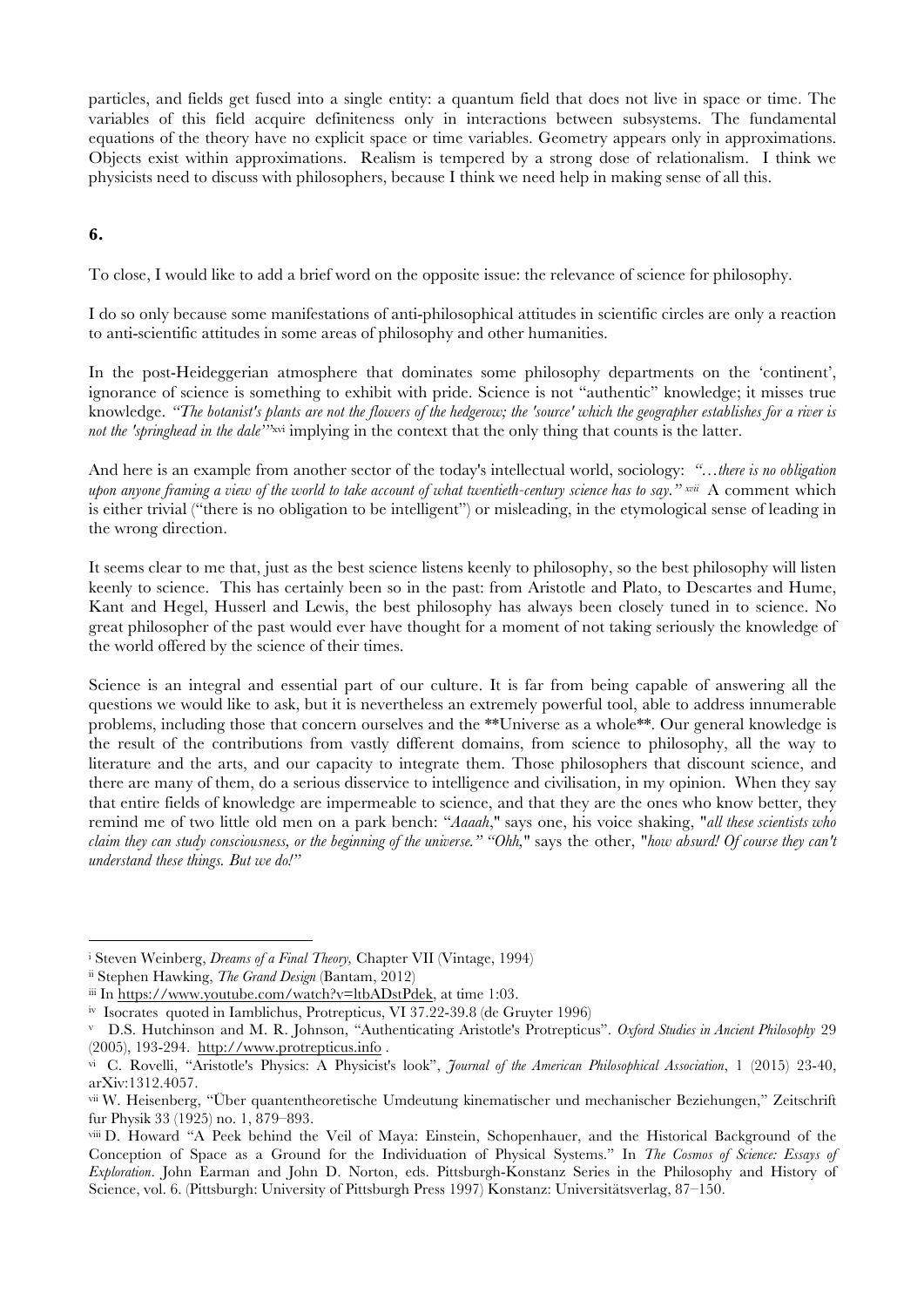particles, and fields get fused into a single entity: a quantum field that does not live in space or time. The variables of this field acquire definiteness only in interactions between subsystems. The fundamental equations of the theory have no explicit space or time variables. Geometry appears only in approximations. Objects exist within approximations. Realism is tempered by a strong dose of relationalism. I think we physicists need to discuss with philosophers, because I think we need help in making sense of all this.

## 6.

To close, I would like to add a brief word on the opposite issue: the relevance of science for philosophy.

I do so only because some manifestations of anti-philosophical attitudes in scientific circles are only a reaction to anti-scientific attitudes in some areas of philosophy and other humanities.

In the post-Heideggerian atmosphere that dominates some philosophy departments on the 'continent', ignorance of science is something to exhibit with pride. Science is not "authentic" knowledge; it misses true knowledge. *"The botanist's plants are not the flowers of the hedgerow; the 'source' which the geographer establishes for a river is not the 'springhead in the dale'"*[xvi] implying in the context that the only thing that counts is the latter.

And here is an example from another sector of the today's intellectual world, sociology: *"…there is no obligation upon anyone framing a view of the world to take account of what twentieth-century science has to say."* [xvii] A comment which is either trivial ("there is no obligation to be intelligent") or misleading, in the etymological sense of leading in the wrong direction.

It seems clear to me that, just as the best science listens keenly to philosophy, so the best philosophy will listen keenly to science. This has certainly been so in the past: from Aristotle and Plato, to Descartes and Hume, Kant and Hegel, Husserl and Lewis, the best philosophy has always been closely tuned in to science. No great philosopher of the past would ever have thought for a moment of not taking seriously the knowledge of the world offered by the science of their times.

Science is an integral and essential part of our culture. It is far from being capable of answering all the questions we would like to ask, but it is nevertheless an extremely powerful tool, able to address innumerable problems, including those that concern ourselves and the **Universe as a whole**. Our general knowledge is the result of the contributions from vastly different domains, from science to philosophy, all the way to literature and the arts, and our capacity to integrate them. Those philosophers that discount science, and there are many of them, do a serious disservice to intelligence and civilisation, in my opinion. When they say that entire fields of knowledge are impermeable to science, and that they are the ones who know better, they remind me of two little old men on a park bench: "*Aaaah*," says one, his voice shaking, "*all these scientists who claim they can study consciousness, or the beginning of the universe.*" "*Ohh,*" says the other, "*how absurd! Of course they can't understand these things. But we do!*"

---

[i] Steven Weinberg, *Dreams of a Final Theory,* Chapter VII (Vintage, 1994)

[ii] Stephen Hawking, *The Grand Design* (Bantam, 2012)

[iii] In https://www.youtube.com/watch?v=ltbADstPdek, at time 1:03.

[iv] Isocrates quoted in Iamblichus, Protrepticus, VI 37.22-39.8 (de Gruyter 1996)

[v] D.S. Hutchinson and M. R. Johnson, "Authenticating Aristotle's Protrepticus". *Oxford Studies in Ancient Philosophy* 29 (2005), 193-294. http://www.protrepticus.info .

[vi] C. Rovelli, "Aristotle's Physics: A Physicist's look", *Journal of the American Philosophical Association*, 1 (2015) 23-40, arXiv:1312.4057.

[vii] W. Heisenberg, "Über quantentheoretische Umdeutung kinematischer und mechanischer Beziehungen," Zeitschrift fur Physik 33 (1925) no. 1, 879–893.

[viii] D. Howard "A Peek behind the Veil of Maya: Einstein, Schopenhauer, and the Historical Background of the Conception of Space as a Ground for the Individuation of Physical Systems." In *The Cosmos of Science: Essays of Exploration*. John Earman and John D. Norton, eds. Pittsburgh-Konstanz Series in the Philosophy and History of Science, vol. 6. (Pittsburgh: University of Pittsburgh Press 1997) Konstanz: Universitätsverlag, 87–150.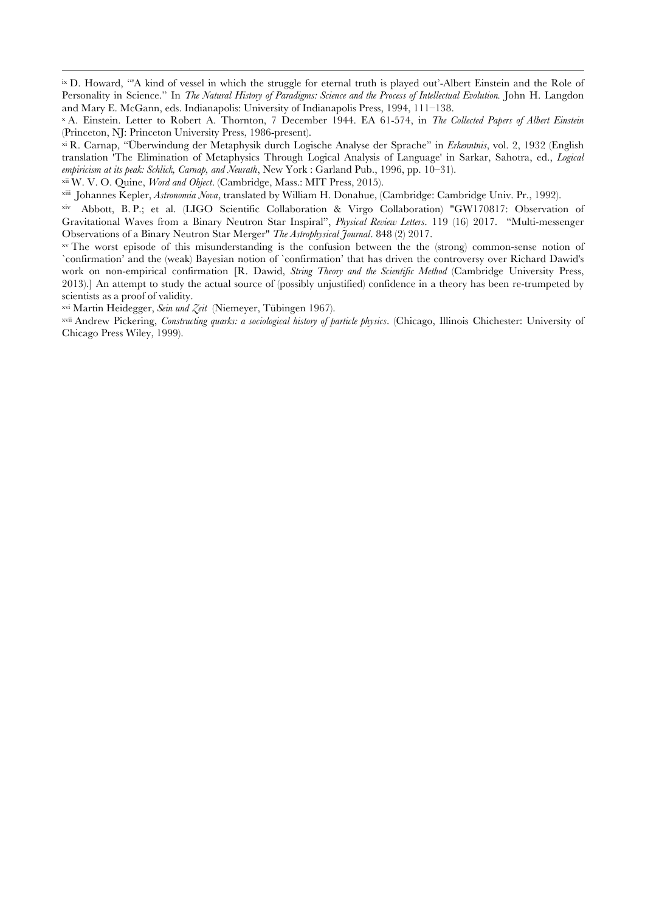[ix] D. Howard, "'A kind of vessel in which the struggle for eternal truth is played out'-Albert Einstein and the Role of Personality in Science." In *The Natural History of Paradigms: Science and the Process of Intellectual Evolution.* John H. Langdon and Mary E. McGann, eds. Indianapolis: University of Indianapolis Press, 1994, 111–138.

[x] A. Einstein. Letter to Robert A. Thornton, 7 December 1944. EA 61-574, in *The Collected Papers of Albert Einstein* (Princeton, NJ: Princeton University Press, 1986-present).

[xi] R. Carnap, "Überwindung der Metaphysik durch Logische Analyse der Sprache" in *Erkenntnis*, vol. 2, 1932 (English translation 'The Elimination of Metaphysics Through Logical Analysis of Language' in Sarkar, Sahotra, ed., *Logical empiricism at its peak: Schlick, Carnap, and Neurath*, New York : Garland Pub., 1996, pp. 10–31).

[xii] W. V. O. Quine, *Word and Object*. (Cambridge, Mass.: MIT Press, 2015).

[xiii] Johannes Kepler, *Astronomia Nova*, translated by William H. Donahue, (Cambridge: Cambridge Univ. Pr., 1992).

[xiv] Abbott, B. P.; et al. (LIGO Scientific Collaboration & Virgo Collaboration) "GW170817: Observation of Gravitational Waves from a Binary Neutron Star Inspiral", *Physical Review Letters*. 119 (16) 2017. "Multi-messenger Observations of a Binary Neutron Star Merger" *The Astrophysical Journal*. 848 (2) 2017.

[xv] The worst episode of this misunderstanding is the confusion between the the (strong) common-sense notion of `confirmation' and the (weak) Bayesian notion of `confirmation' that has driven the controversy over Richard Dawid's work on non-empirical confirmation [R. Dawid, *String Theory and the Scientific Method* (Cambridge University Press, 2013).] An attempt to study the actual source of (possibly unjustified) confidence in a theory has been re-trumpeted by scientists as a proof of validity.

[xvi] Martin Heidegger, *Sein und Zeit* (Niemeyer, Tübingen 1967).

[xvii] Andrew Pickering, *Constructing quarks: a sociological history of particle physics*. (Chicago, Illinois Chichester: University of Chicago Press Wiley, 1999).